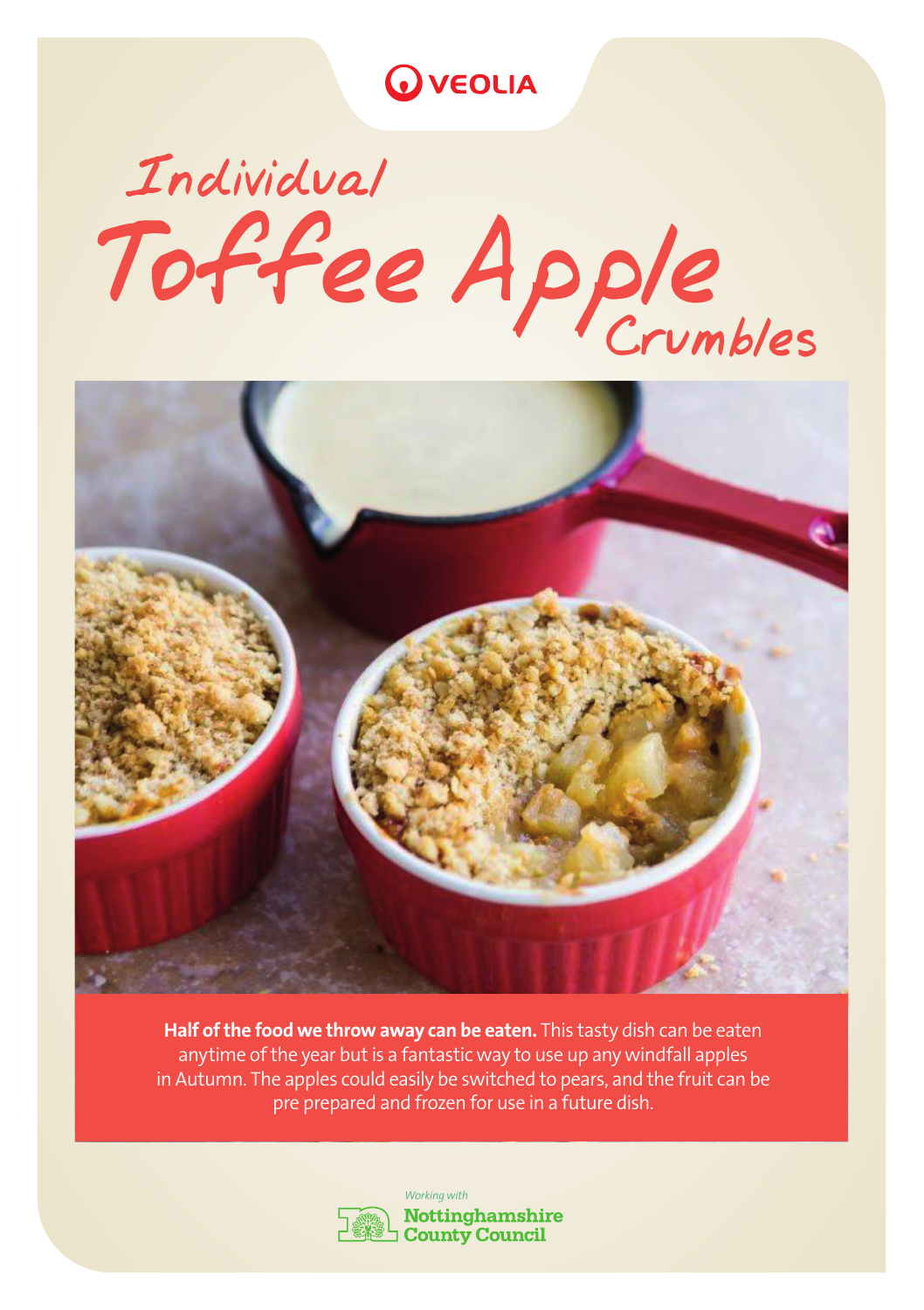VEOLIA

# Individual Toffee Apple Crumbles

**Half of the food we throw away can be eaten.** This tasty dish can be eaten anytime of the year but is a fantastic way to use up any windfall apples in Autumn. The apples could easily be switched to pears, and the fruit can be pre prepared and frozen for use in a future dish.

*Working with*
Nottinghamshire County Council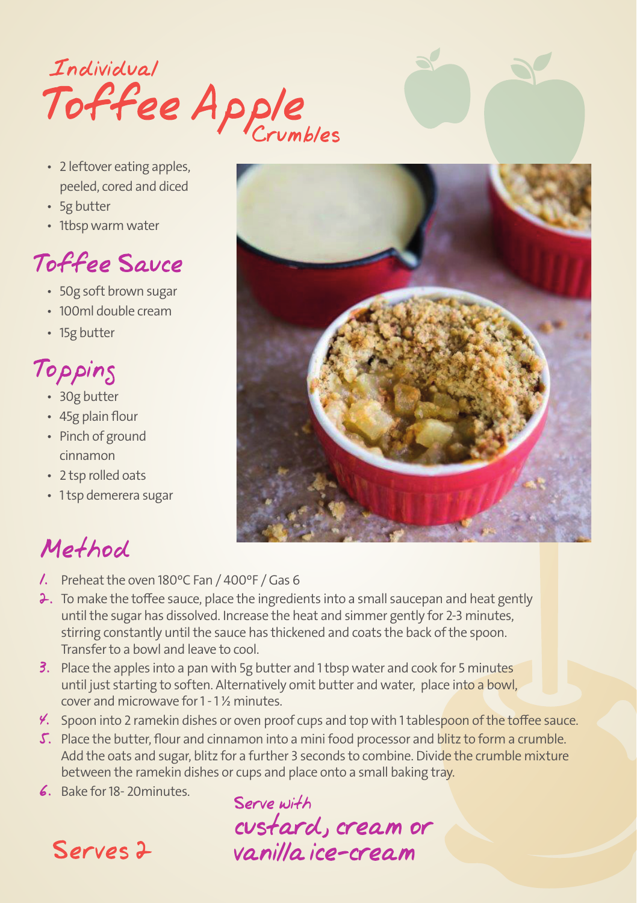# Individual Toffee Apple Crumbles

- 2 leftover eating apples, peeled, cored and diced
- 5g butter
- 1tbsp warm water

## Toffee Sauce

- 50g soft brown sugar
- 100ml double cream
- 15g butter

## Toppings

- 30g butter
- 45g plain flour
- Pinch of ground cinnamon
- 2 tsp rolled oats
- 1 tsp demerera sugar

## Method

1. Preheat the oven 180°C Fan / 400°F / Gas 6
2. To make the toffee sauce, place the ingredients into a small saucepan and heat gently until the sugar has dissolved. Increase the heat and simmer gently for 2-3 minutes, stirring constantly until the sauce has thickened and coats the back of the spoon. Transfer to a bowl and leave to cool.
3. Place the apples into a pan with 5g butter and 1 tbsp water and cook for 5 minutes until just starting to soften. Alternatively omit butter and water, place into a bowl, cover and microwave for 1 - 1½ minutes.
4. Spoon into 2 ramekin dishes or oven proof cups and top with 1 tablespoon of the toffee sauce.
5. Place the butter, flour and cinnamon into a mini food processor and blitz to form a crumble. Add the oats and sugar, blitz for a further 3 seconds to combine. Divide the crumble mixture between the ramekin dishes or cups and place onto a small baking tray.
6. Bake for 18- 20minutes.

Serve with custard, cream or vanilla ice-cream

Serves 2